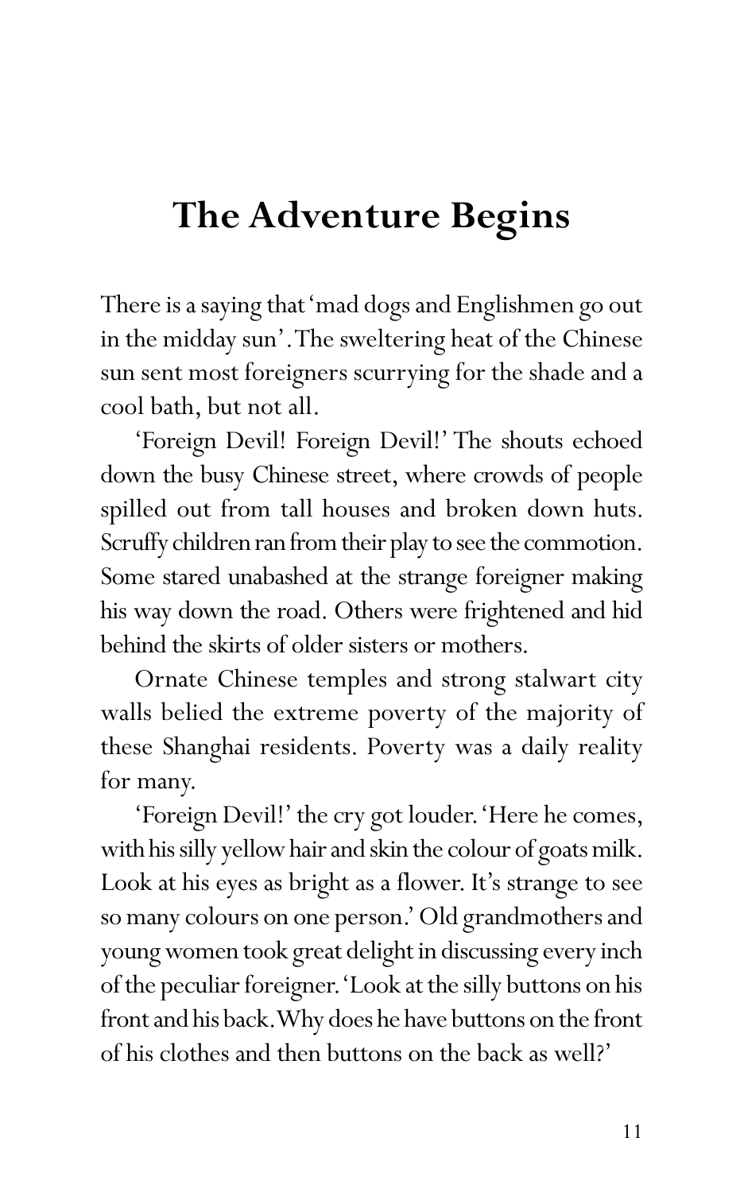# The Adventure Begins

There is a saying that 'mad dogs and Englishmen go out in the midday sun'. The sweltering heat of the Chinese sun sent most foreigners scurrying for the shade and a cool bath, but not all.

'Foreign Devil! Foreign Devil!' The shouts echoed down the busy Chinese street, where crowds of people spilled out from tall houses and broken down huts. Scruffy children ran from their play to see the commotion. Some stared unabashed at the strange foreigner making his way down the road. Others were frightened and hid behind the skirts of older sisters or mothers.

Ornate Chinese temples and strong stalwart city walls belied the extreme poverty of the majority of these Shanghai residents. Poverty was a daily reality for many.

'Foreign Devil!' the cry got louder. 'Here he comes, with his silly yellow hair and skin the colour of goats milk. Look at his eyes as bright as a flower. It's strange to see so many colours on one person.' Old grandmothers and young women took great delight in discussing every inch of the peculiar foreigner. 'Look at the silly buttons on his front and his back. Why does he have buttons on the front of his clothes and then buttons on the back as well?'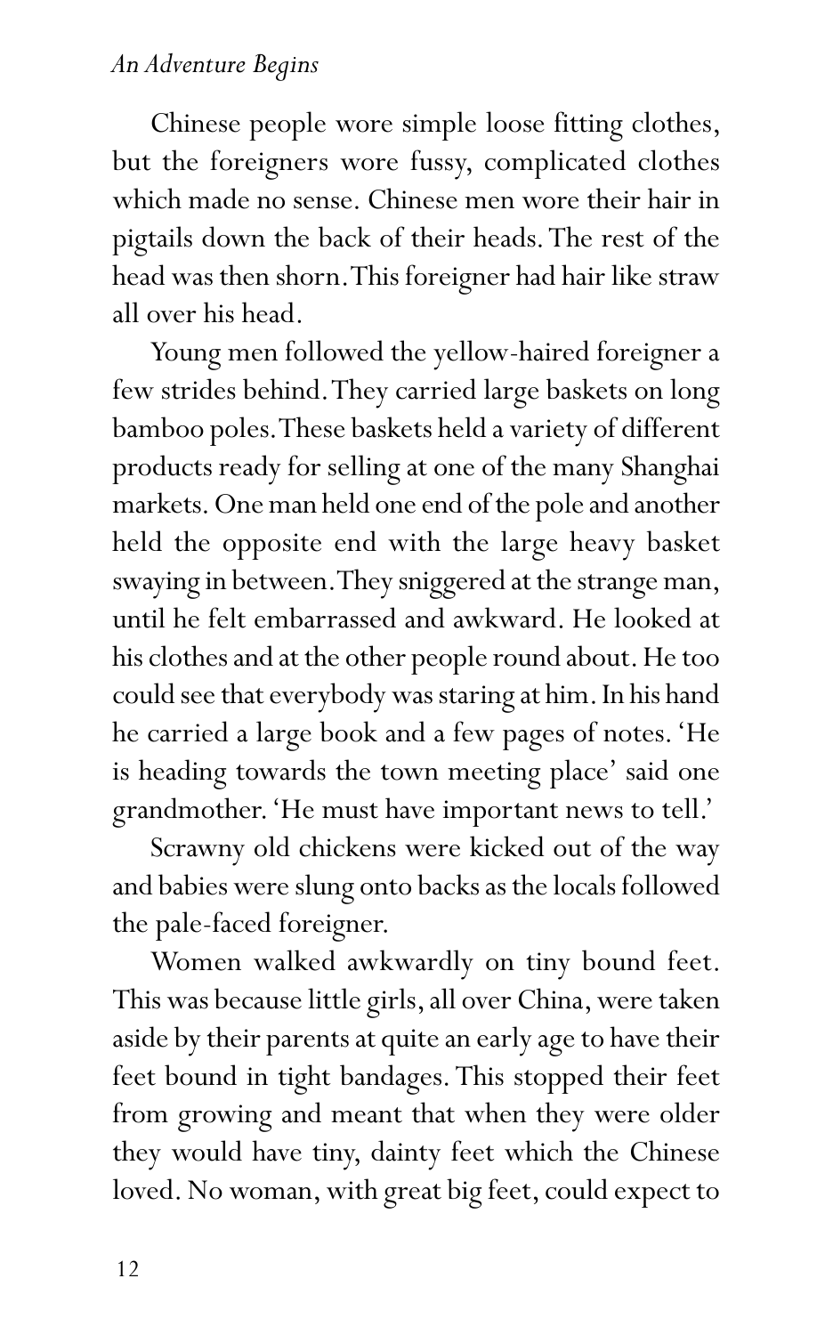Chinese people wore simple loose fitting clothes, but the foreigners wore fussy, complicated clothes which made no sense. Chinese men wore their hair in pigtails down the back of their heads. The rest of the head was then shorn. This foreigner had hair like straw all over his head.

Young men followed the yellow-haired foreigner a few strides behind. They carried large baskets on long bamboo poles. These baskets held a variety of different products ready for selling at one of the many Shanghai markets. One man held one end of the pole and another held the opposite end with the large heavy basket swaying in between. They sniggered at the strange man, until he felt embarrassed and awkward. He looked at his clothes and at the other people round about. He too could see that everybody was staring at him. In his hand he carried a large book and a few pages of notes. 'He is heading towards the town meeting place' said one grandmother. 'He must have important news to tell.'

Scrawny old chickens were kicked out of the way and babies were slung onto backs as the locals followed the pale-faced foreigner.

Women walked awkwardly on tiny bound feet. This was because little girls, all over China, were taken aside by their parents at quite an early age to have their feet bound in tight bandages. This stopped their feet from growing and meant that when they were older they would have tiny, dainty feet which the Chinese loved. No woman, with great big feet, could expect to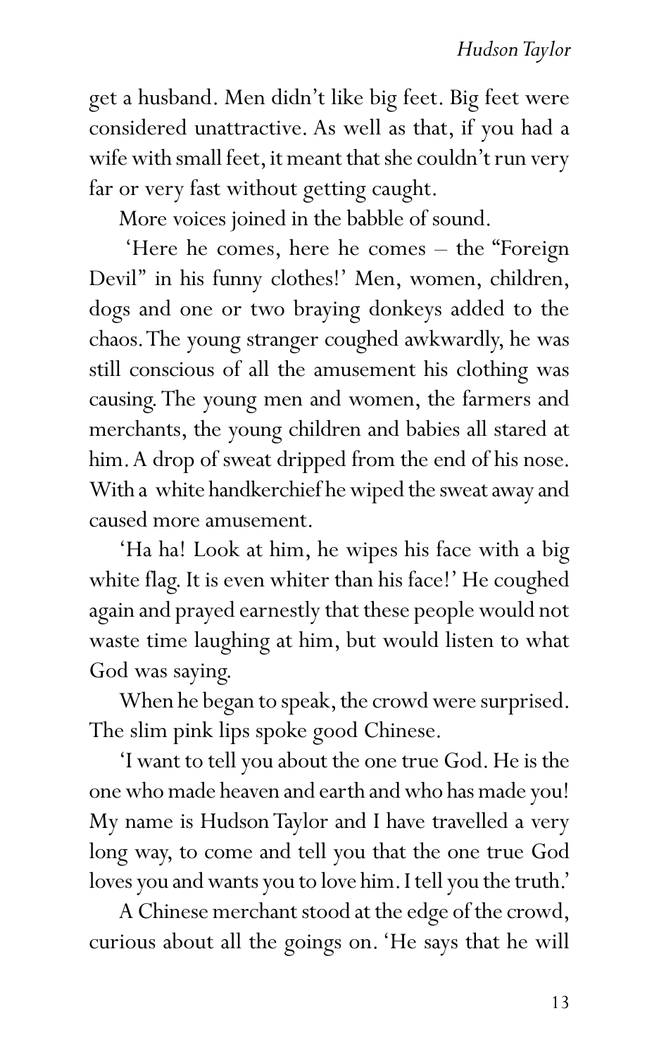get a husband. Men didn't like big feet. Big feet were considered unattractive. As well as that, if you had a wife with small feet, it meant that she couldn't run very far or very fast without getting caught.

More voices joined in the babble of sound.

'Here he comes, here he comes – the "Foreign Devil" in his funny clothes!' Men, women, children, dogs and one or two braying donkeys added to the chaos. The young stranger coughed awkwardly, he was still conscious of all the amusement his clothing was causing. The young men and women, the farmers and merchants, the young children and babies all stared at him. A drop of sweat dripped from the end of his nose. With a white handkerchief he wiped the sweat away and caused more amusement.

'Ha ha! Look at him, he wipes his face with a big white flag. It is even whiter than his face!' He coughed again and prayed earnestly that these people would not waste time laughing at him, but would listen to what God was saying.

When he began to speak, the crowd were surprised. The slim pink lips spoke good Chinese.

'I want to tell you about the one true God. He is the one who made heaven and earth and who has made you! My name is Hudson Taylor and I have travelled a very long way, to come and tell you that the one true God loves you and wants you to love him. I tell you the truth.'

A Chinese merchant stood at the edge of the crowd, curious about all the goings on. 'He says that he will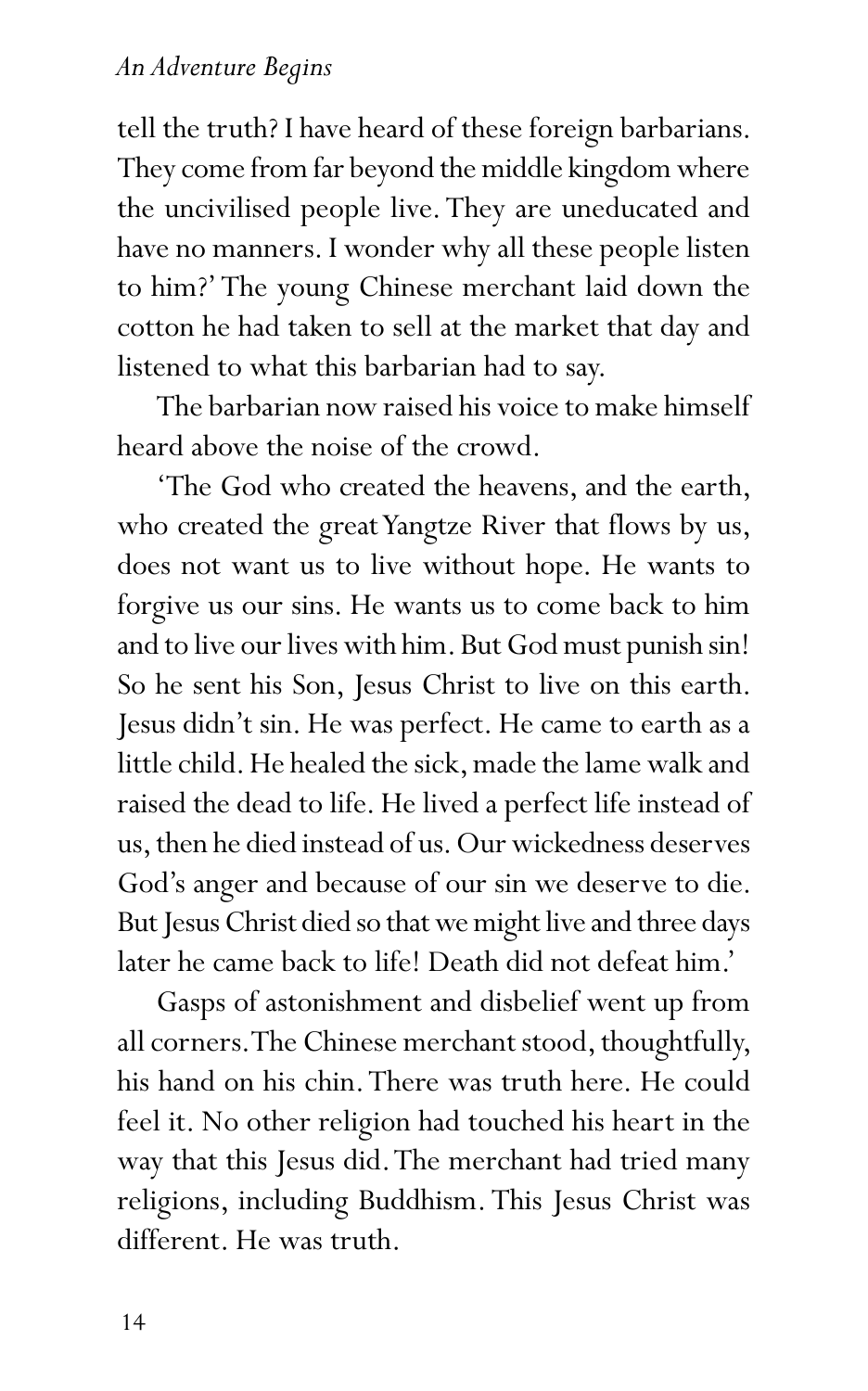tell the truth? I have heard of these foreign barbarians. They come from far beyond the middle kingdom where the uncivilised people live. They are uneducated and have no manners. I wonder why all these people listen to him?' The young Chinese merchant laid down the cotton he had taken to sell at the market that day and listened to what this barbarian had to say.

The barbarian now raised his voice to make himself heard above the noise of the crowd.

'The God who created the heavens, and the earth, who created the great Yangtze River that flows by us, does not want us to live without hope. He wants to forgive us our sins. He wants us to come back to him and to live our lives with him. But God must punish sin! So he sent his Son, Jesus Christ to live on this earth. Jesus didn't sin. He was perfect. He came to earth as a little child. He healed the sick, made the lame walk and raised the dead to life. He lived a perfect life instead of us, then he died instead of us. Our wickedness deserves God's anger and because of our sin we deserve to die. But Jesus Christ died so that we might live and three days later he came back to life! Death did not defeat him.'

Gasps of astonishment and disbelief went up from all corners. The Chinese merchant stood, thoughtfully, his hand on his chin. There was truth here. He could feel it. No other religion had touched his heart in the way that this Jesus did. The merchant had tried many religions, including Buddhism. This Jesus Christ was different. He was truth.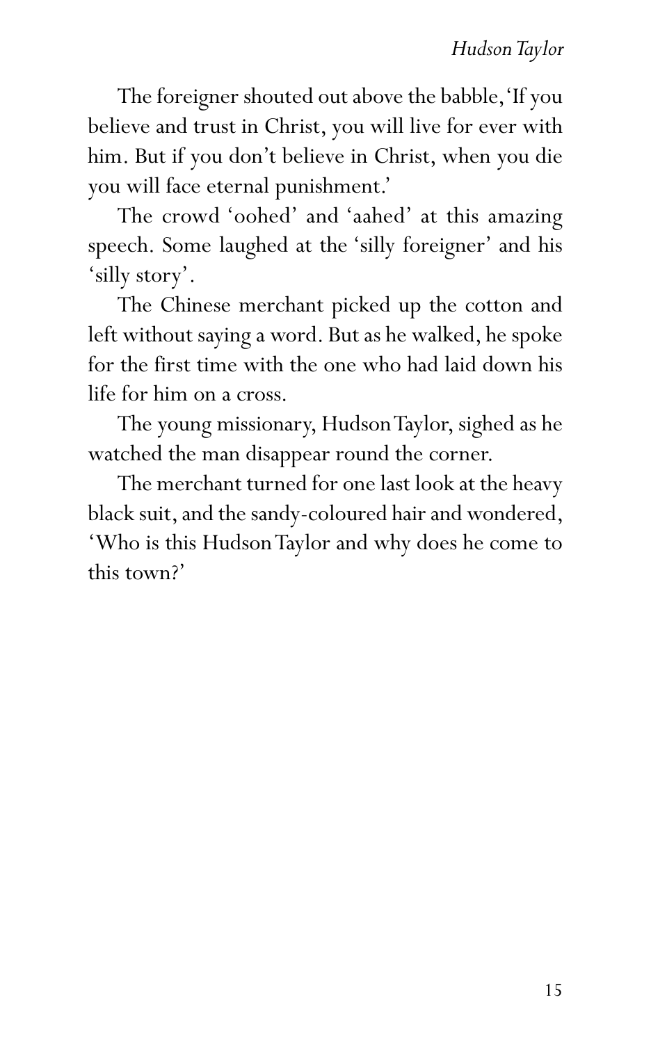The foreigner shouted out above the babble, 'If you believe and trust in Christ, you will live for ever with him. But if you don't believe in Christ, when you die you will face eternal punishment.'

The crowd 'oohed' and 'aahed' at this amazing speech. Some laughed at the 'silly foreigner' and his 'silly story'.

The Chinese merchant picked up the cotton and left without saying a word. But as he walked, he spoke for the first time with the one who had laid down his life for him on a cross.

The young missionary, Hudson Taylor, sighed as he watched the man disappear round the corner.

The merchant turned for one last look at the heavy black suit, and the sandy-coloured hair and wondered, 'Who is this Hudson Taylor and why does he come to this town?'